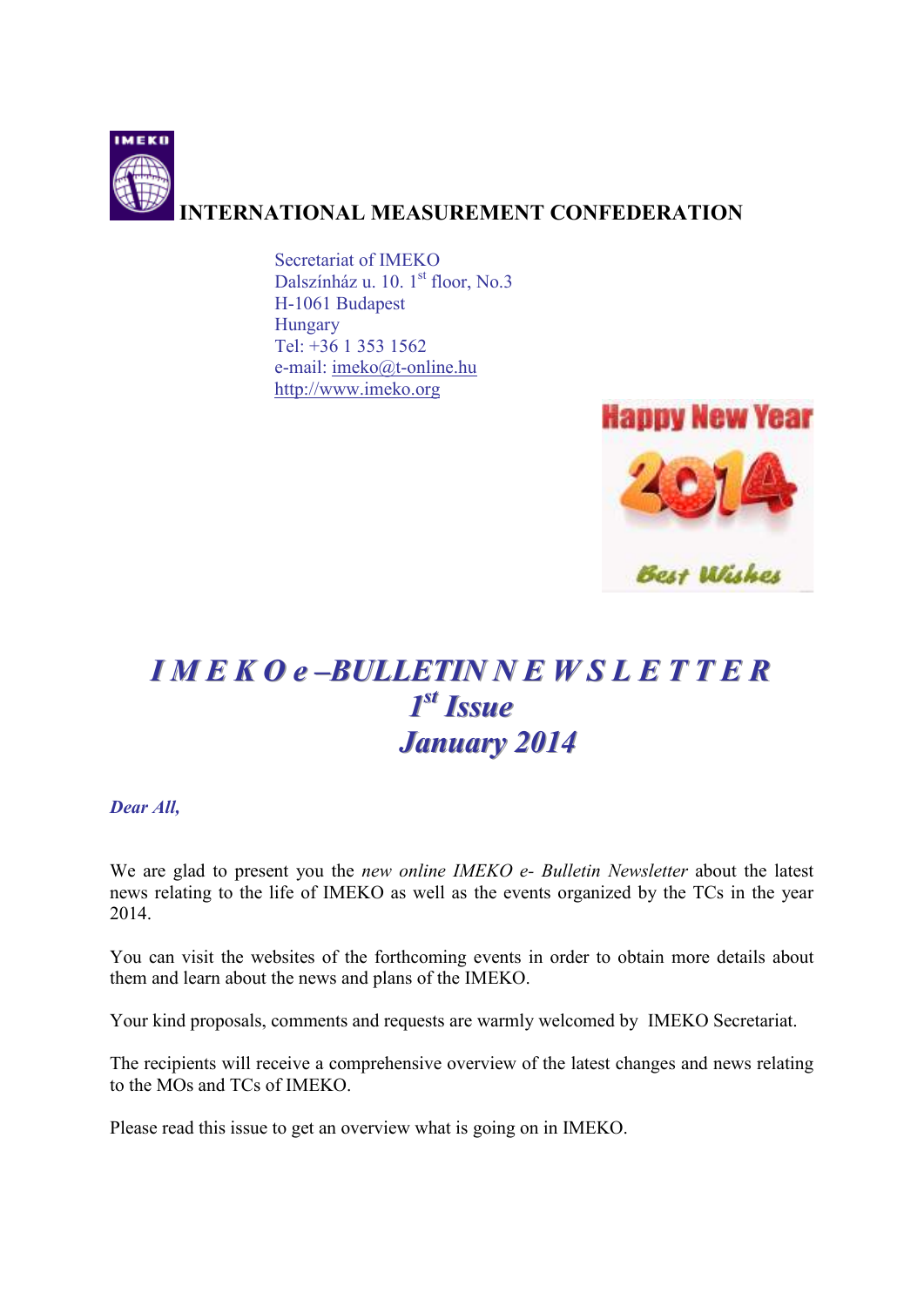**INTERNATIONAL MEASUREMENT CONFEDERATION**

Secretariat of IMEKO
Dalszínház u. 10. 1st floor, No.3
H-1061 Budapest
Hungary
Tel: +36 1 353 1562
e-mail: imeko@t-online.hu
http://www.imeko.org

# *I M E K O e –BULLETIN N E W S L E T T E R*
# *1st Issue*
# *January 2014*

***Dear All,***

We are glad to present you the *new online IMEKO e- Bulletin Newsletter* about the latest news relating to the life of IMEKO as well as the events organized by the TCs in the year 2014.

You can visit the websites of the forthcoming events in order to obtain more details about them and learn about the news and plans of the IMEKO.

Your kind proposals, comments and requests are warmly welcomed by IMEKO Secretariat.

The recipients will receive a comprehensive overview of the latest changes and news relating to the MOs and TCs of IMEKO.

Please read this issue to get an overview what is going on in IMEKO.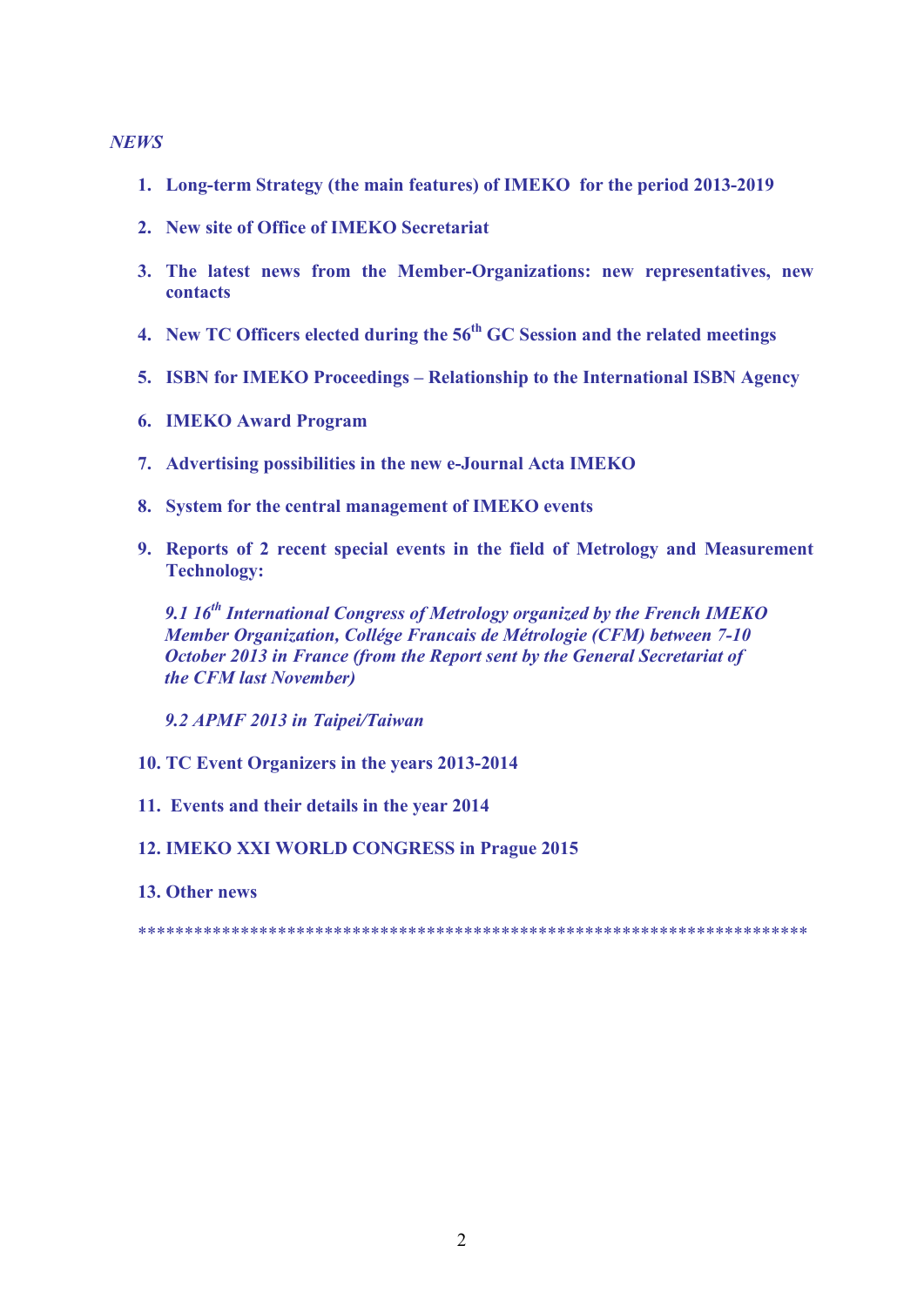*NEWS*

1. **Long-term Strategy (the main features) of IMEKO for the period 2013-2019**

2. **New site of Office of IMEKO Secretariat**

3. **The latest news from the Member-Organizations: new representatives, new contacts**

4. **New TC Officers elected during the 56th GC Session and the related meetings**

5. **ISBN for IMEKO Proceedings – Relationship to the International ISBN Agency**

6. **IMEKO Award Program**

7. **Advertising possibilities in the new e-Journal Acta IMEKO**

8. **System for the central management of IMEKO events**

9. **Reports of 2 recent special events in the field of Metrology and Measurement Technology:**

   ***9.1 16th International Congress of Metrology organized by the French IMEKO Member Organization, Collége Francais de Métrologie (CFM) between 7-10 October 2013 in France (from the Report sent by the General Secretariat of the CFM last November)***

   ***9.2 APMF 2013 in Taipei/Taiwan***

10. **TC Event Organizers in the years 2013-2014**

11. **Events and their details in the year 2014**

12. **IMEKO XXI WORLD CONGRESS in Prague 2015**

13. **Other news**

*************************************************************************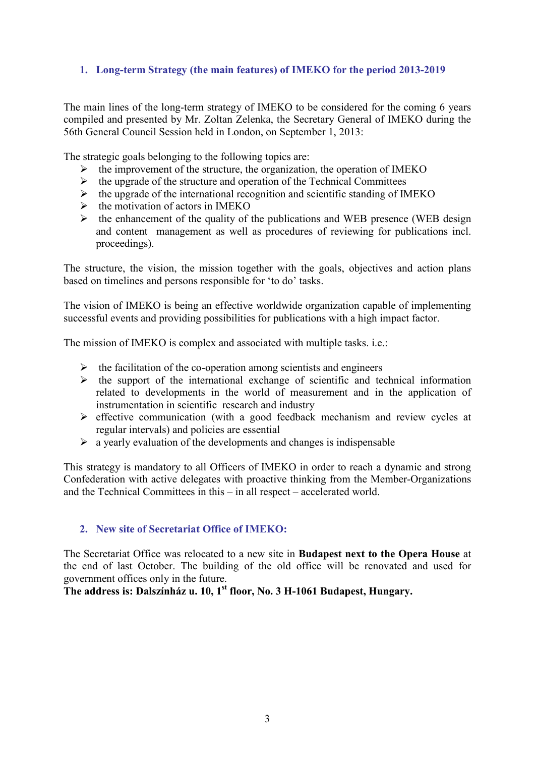## 1. Long-term Strategy (the main features) of IMEKO for the period 2013-2019

The main lines of the long-term strategy of IMEKO to be considered for the coming 6 years compiled and presented by Mr. Zoltan Zelenka, the Secretary General of IMEKO during the 56th General Council Session held in London, on September 1, 2013:

The strategic goals belonging to the following topics are:

- the improvement of the structure, the organization, the operation of IMEKO
- the upgrade of the structure and operation of the Technical Committees
- the upgrade of the international recognition and scientific standing of IMEKO
- the motivation of actors in IMEKO
- the enhancement of the quality of the publications and WEB presence (WEB design and content management as well as procedures of reviewing for publications incl. proceedings).

The structure, the vision, the mission together with the goals, objectives and action plans based on timelines and persons responsible for 'to do' tasks.

The vision of IMEKO is being an effective worldwide organization capable of implementing successful events and providing possibilities for publications with a high impact factor.

The mission of IMEKO is complex and associated with multiple tasks. i.e.:

- the facilitation of the co-operation among scientists and engineers
- the support of the international exchange of scientific and technical information related to developments in the world of measurement and in the application of instrumentation in scientific research and industry
- effective communication (with a good feedback mechanism and review cycles at regular intervals) and policies are essential
- a yearly evaluation of the developments and changes is indispensable

This strategy is mandatory to all Officers of IMEKO in order to reach a dynamic and strong Confederation with active delegates with proactive thinking from the Member-Organizations and the Technical Committees in this – in all respect – accelerated world.

## 2. New site of Secretariat Office of IMEKO:

The Secretariat Office was relocated to a new site in **Budapest next to the Opera House** at the end of last October. The building of the old office will be renovated and used for government offices only in the future.
**The address is: Dalszínház u. 10, 1st floor, No. 3 H-1061 Budapest, Hungary.**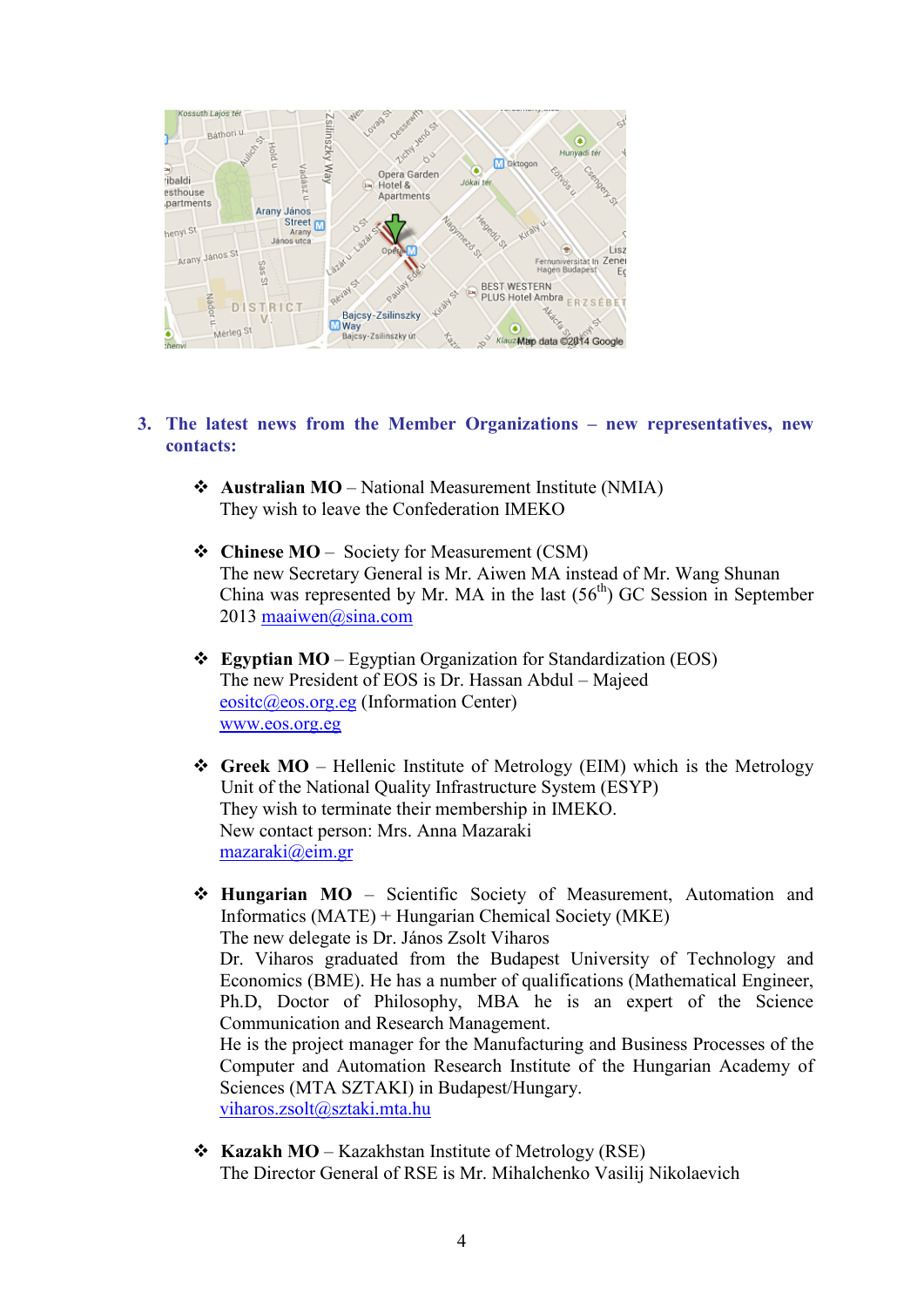3. **The latest news from the Member Organizations – new representatives, new contacts:**

- **Australian MO** – National Measurement Institute (NMIA)
  They wish to leave the Confederation IMEKO

- **Chinese MO** – Society for Measurement (CSM)
  The new Secretary General is Mr. Aiwen MA instead of Mr. Wang Shunan
  China was represented by Mr. MA in the last (56th) GC Session in September 2013 maaiwen@sina.com

- **Egyptian MO** – Egyptian Organization for Standardization (EOS)
  The new President of EOS is Dr. Hassan Abdul – Majeed
  eositc@eos.org.eg (Information Center)
  www.eos.org.eg

- **Greek MO** – Hellenic Institute of Metrology (EIM) which is the Metrology Unit of the National Quality Infrastructure System (ESYP)
  They wish to terminate their membership in IMEKO.
  New contact person: Mrs. Anna Mazaraki
  mazaraki@eim.gr

- **Hungarian MO** – Scientific Society of Measurement, Automation and Informatics (MATE) + Hungarian Chemical Society (MKE)
  The new delegate is Dr. János Zsolt Viharos
  Dr. Viharos graduated from the Budapest University of Technology and Economics (BME). He has a number of qualifications (Mathematical Engineer, Ph.D, Doctor of Philosophy, MBA he is an expert of the Science Communication and Research Management.
  He is the project manager for the Manufacturing and Business Processes of the Computer and Automation Research Institute of the Hungarian Academy of Sciences (MTA SZTAKI) in Budapest/Hungary.
  viharos.zsolt@sztaki.mta.hu

- **Kazakh MO** – Kazakhstan Institute of Metrology (RSE)
  The Director General of RSE is Mr. Mihalchenko Vasilij Nikolaevich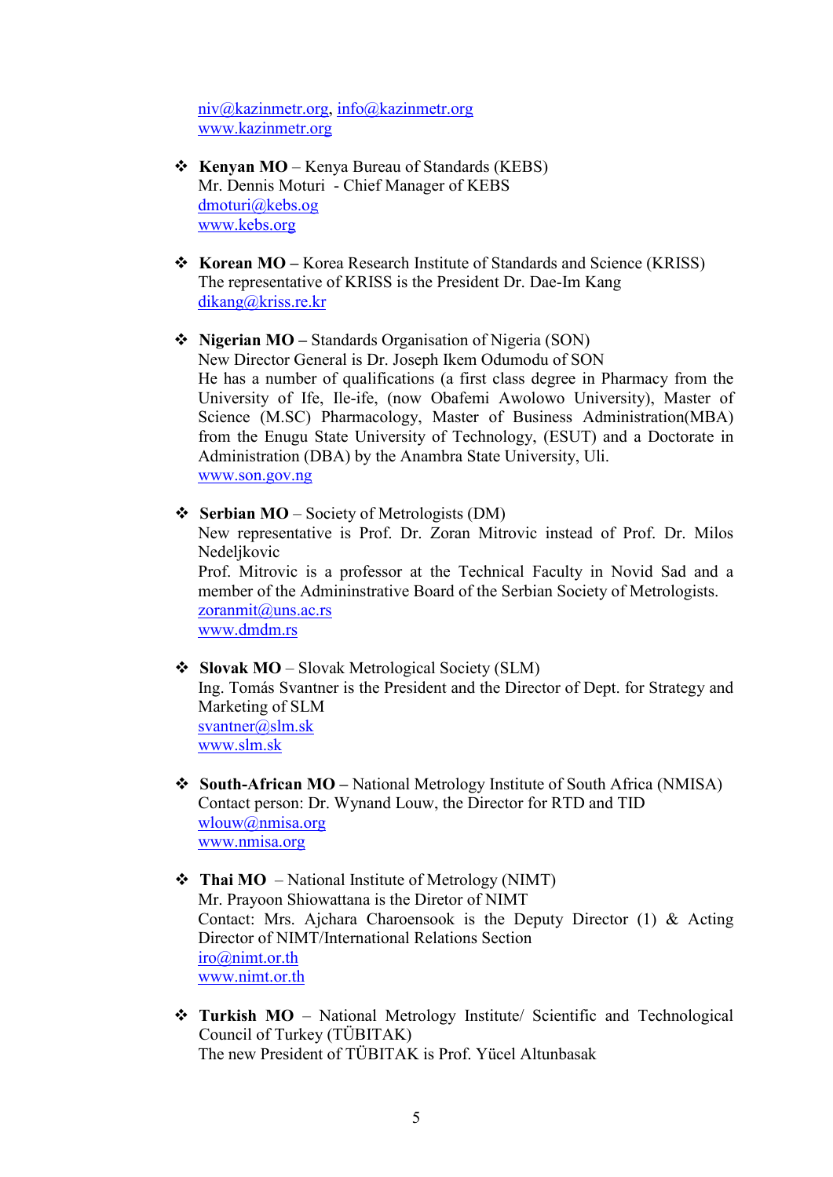niv@kazinmetr.org, info@kazinmetr.org
www.kazinmetr.org

- **Kenyan MO** – Kenya Bureau of Standards (KEBS)
  Mr. Dennis Moturi - Chief Manager of KEBS
  dmoturi@kebs.og
  www.kebs.org

- **Korean MO –** Korea Research Institute of Standards and Science (KRISS)
  The representative of KRISS is the President Dr. Dae-Im Kang
  dikang@kriss.re.kr

- **Nigerian MO –** Standards Organisation of Nigeria (SON)
  New Director General is Dr. Joseph Ikem Odumodu of SON
  He has a number of qualifications (a first class degree in Pharmacy from the University of Ife, Ile-ife, (now Obafemi Awolowo University), Master of Science (M.SC) Pharmacology, Master of Business Administration(MBA) from the Enugu State University of Technology, (ESUT) and a Doctorate in Administration (DBA) by the Anambra State University, Uli.
  www.son.gov.ng

- **Serbian MO** – Society of Metrologists (DM)
  New representative is Prof. Dr. Zoran Mitrovic instead of Prof. Dr. Milos Nedeljkovic
  Prof. Mitrovic is a professor at the Technical Faculty in Novid Sad and a member of the Admininstrative Board of the Serbian Society of Metrologists.
  zoranmit@uns.ac.rs
  www.dmdm.rs

- **Slovak MO** – Slovak Metrological Society (SLM)
  Ing. Tomás Svantner is the President and the Director of Dept. for Strategy and Marketing of SLM
  svantner@slm.sk
  www.slm.sk

- **South-African MO –** National Metrology Institute of South Africa (NMISA)
  Contact person: Dr. Wynand Louw, the Director for RTD and TID
  wlouw@nmisa.org
  www.nmisa.org

- **Thai MO** – National Institute of Metrology (NIMT)
  Mr. Prayoon Shiowattana is the Diretor of NIMT
  Contact: Mrs. Ajchara Charoensook is the Deputy Director (1) & Acting Director of NIMT/International Relations Section
  iro@nimt.or.th
  www.nimt.or.th

- **Turkish MO** – National Metrology Institute/ Scientific and Technological Council of Turkey (TÜBITAK)
  The new President of TÜBITAK is Prof. Yücel Altunbasak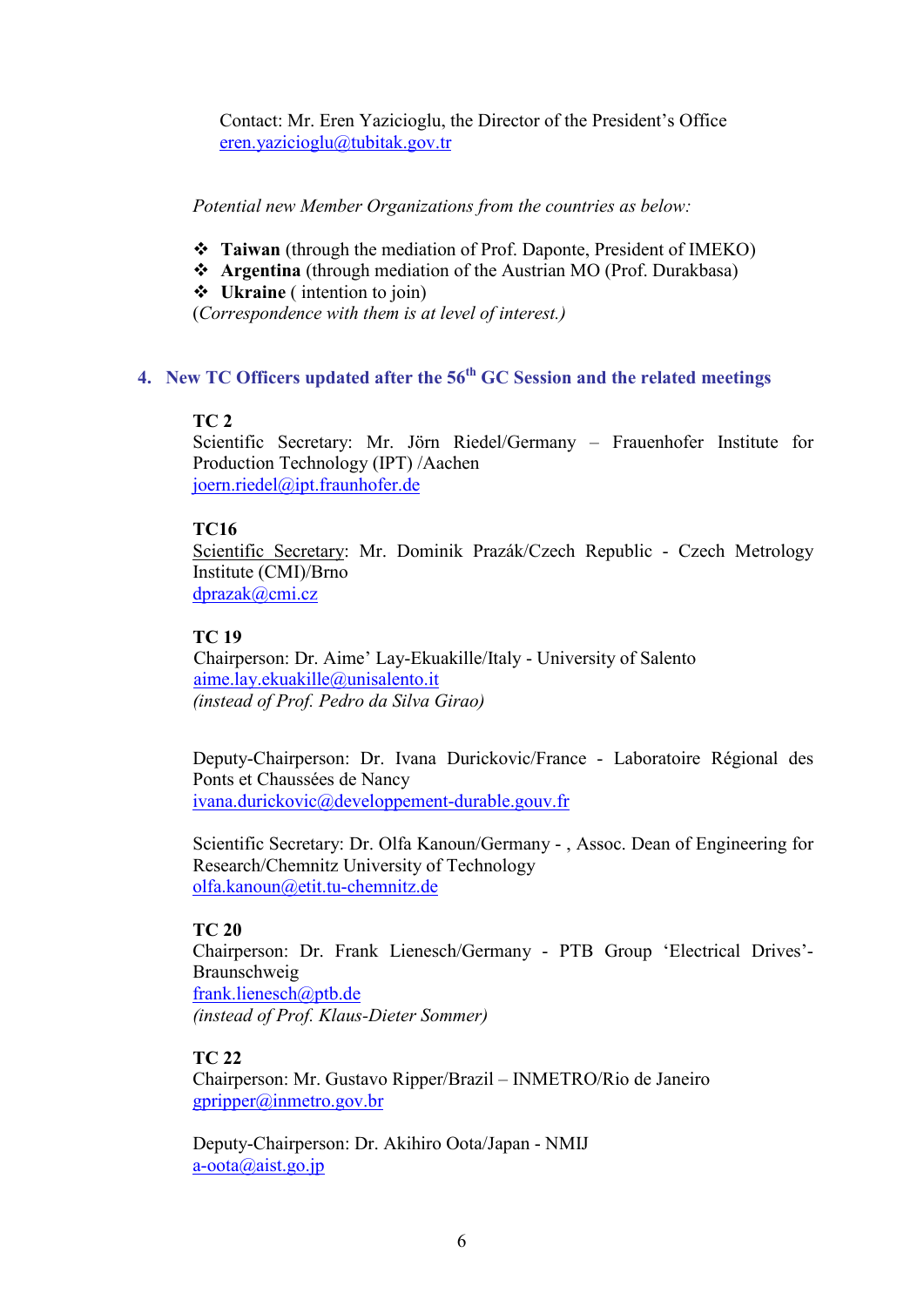Contact: Mr. Eren Yazicioglu, the Director of the President's Office
eren.yazicioglu@tubitak.gov.tr

*Potential new Member Organizations from the countries as below:*

- **Taiwan** (through the mediation of Prof. Daponte, President of IMEKO)
- **Argentina** (through mediation of the Austrian MO (Prof. Durakbasa)
- **Ukraine** ( intention to join)

(*Correspondence with them is at level of interest.)*

## 4. New TC Officers updated after the 56th GC Session and the related meetings

**TC 2**
Scientific Secretary: Mr. Jörn Riedel/Germany – Frauenhofer Institute for Production Technology (IPT) /Aachen
joern.riedel@ipt.fraunhofer.de

**TC16**
Scientific Secretary: Mr. Dominik Prazák/Czech Republic - Czech Metrology Institute (CMI)/Brno
dprazak@cmi.cz

**TC 19**
Chairperson: Dr. Aime' Lay-Ekuakille/Italy - University of Salento
aime.lay.ekuakille@unisalento.it
*(instead of Prof. Pedro da Silva Girao)*

Deputy-Chairperson: Dr. Ivana Durickovic/France - Laboratoire Régional des Ponts et Chaussées de Nancy
ivana.durickovic@developpement-durable.gouv.fr

Scientific Secretary: Dr. Olfa Kanoun/Germany - , Assoc. Dean of Engineering for Research/Chemnitz University of Technology
olfa.kanoun@etit.tu-chemnitz.de

**TC 20**
Chairperson: Dr. Frank Lienesch/Germany - PTB Group 'Electrical Drives'-Braunschweig
frank.lienesch@ptb.de
*(instead of Prof. Klaus-Dieter Sommer)*

**TC 22**
Chairperson: Mr. Gustavo Ripper/Brazil – INMETRO/Rio de Janeiro
gpripper@inmetro.gov.br

Deputy-Chairperson: Dr. Akihiro Oota/Japan - NMIJ
a-oota@aist.go.jp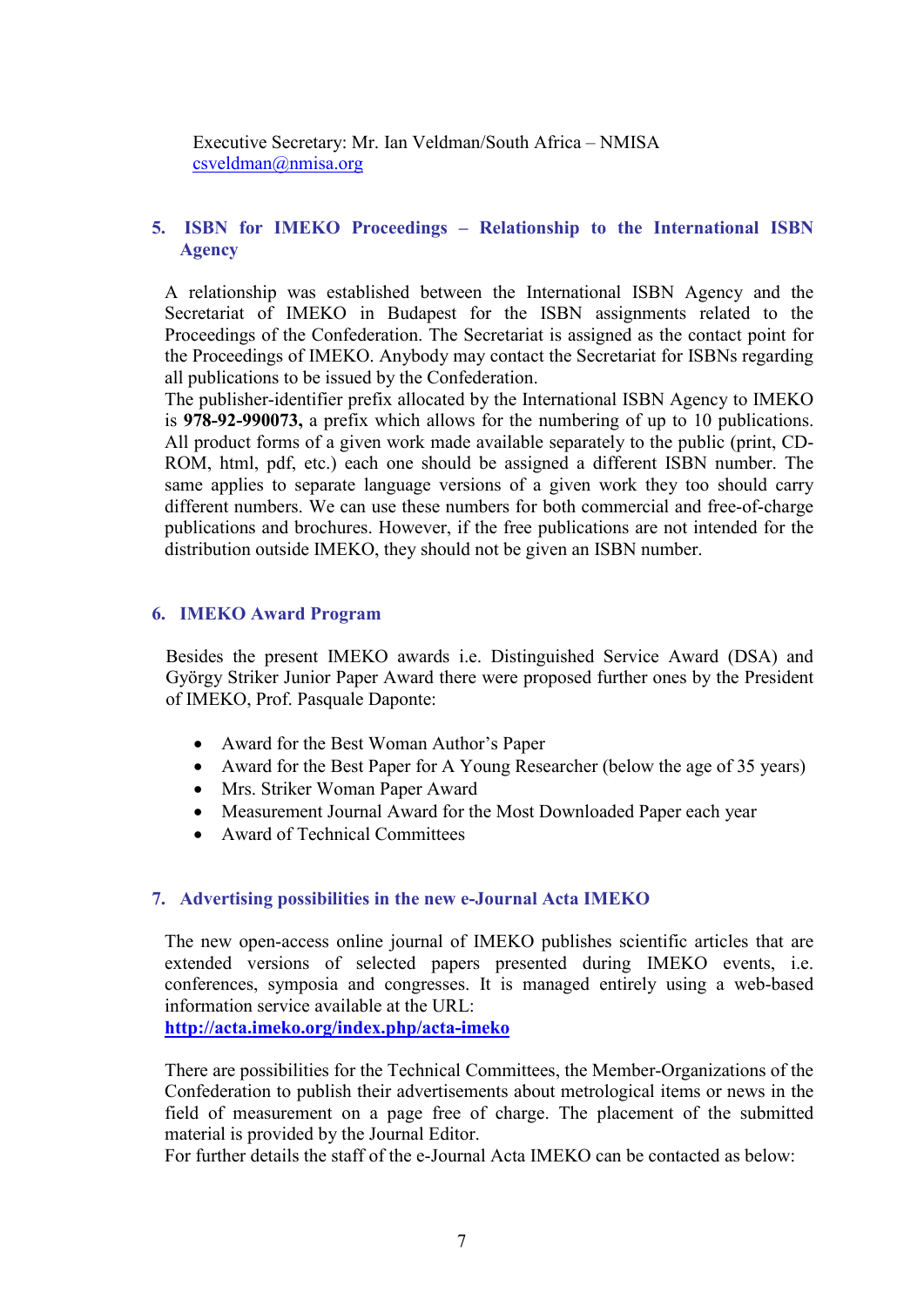Executive Secretary: Mr. Ian Veldman/South Africa – NMISA
csveldman@nmisa.org

## 5. ISBN for IMEKO Proceedings – Relationship to the International ISBN Agency

A relationship was established between the International ISBN Agency and the Secretariat of IMEKO in Budapest for the ISBN assignments related to the Proceedings of the Confederation. The Secretariat is assigned as the contact point for the Proceedings of IMEKO. Anybody may contact the Secretariat for ISBNs regarding all publications to be issued by the Confederation.
The publisher-identifier prefix allocated by the International ISBN Agency to IMEKO is **978-92-990073,** a prefix which allows for the numbering of up to 10 publications. All product forms of a given work made available separately to the public (print, CD-ROM, html, pdf, etc.) each one should be assigned a different ISBN number. The same applies to separate language versions of a given work they too should carry different numbers. We can use these numbers for both commercial and free-of-charge publications and brochures. However, if the free publications are not intended for the distribution outside IMEKO, they should not be given an ISBN number.

## 6. IMEKO Award Program

Besides the present IMEKO awards i.e. Distinguished Service Award (DSA) and György Striker Junior Paper Award there were proposed further ones by the President of IMEKO, Prof. Pasquale Daponte:

- Award for the Best Woman Author's Paper
- Award for the Best Paper for A Young Researcher (below the age of 35 years)
- Mrs. Striker Woman Paper Award
- Measurement Journal Award for the Most Downloaded Paper each year
- Award of Technical Committees

## 7. Advertising possibilities in the new e-Journal Acta IMEKO

The new open-access online journal of IMEKO publishes scientific articles that are extended versions of selected papers presented during IMEKO events, i.e. conferences, symposia and congresses. It is managed entirely using a web-based information service available at the URL:
**http://acta.imeko.org/index.php/acta-imeko**

There are possibilities for the Technical Committees, the Member-Organizations of the Confederation to publish their advertisements about metrological items or news in the field of measurement on a page free of charge. The placement of the submitted material is provided by the Journal Editor.
For further details the staff of the e-Journal Acta IMEKO can be contacted as below: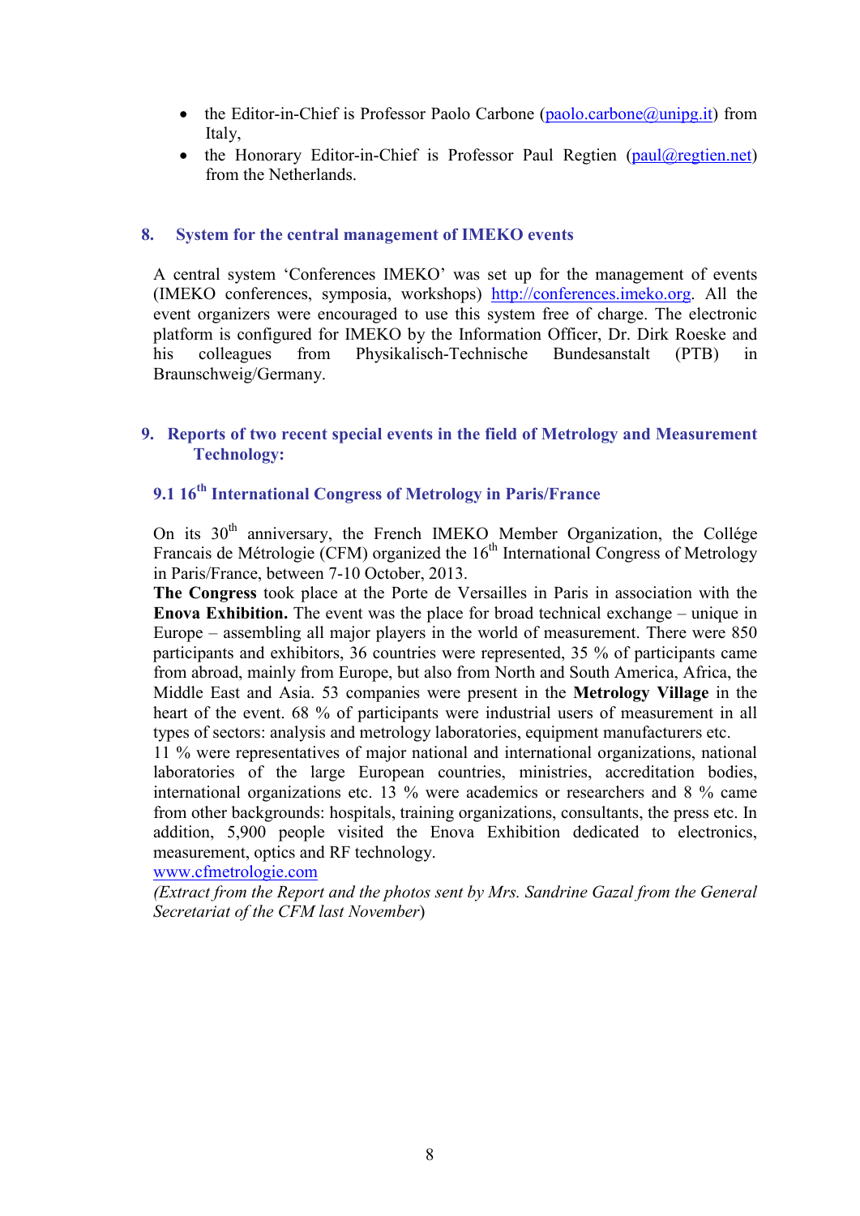- the Editor-in-Chief is Professor Paolo Carbone (paolo.carbone@unipg.it) from Italy,
- the Honorary Editor-in-Chief is Professor Paul Regtien (paul@regtien.net) from the Netherlands.

## 8. System for the central management of IMEKO events

A central system 'Conferences IMEKO' was set up for the management of events (IMEKO conferences, symposia, workshops) http://conferences.imeko.org. All the event organizers were encouraged to use this system free of charge. The electronic platform is configured for IMEKO by the Information Officer, Dr. Dirk Roeske and his colleagues from Physikalisch-Technische Bundesanstalt (PTB) in Braunschweig/Germany.

## 9. Reports of two recent special events in the field of Metrology and Measurement Technology:

### 9.1 16th International Congress of Metrology in Paris/France

On its 30th anniversary, the French IMEKO Member Organization, the Collége Francais de Métrologie (CFM) organized the 16th International Congress of Metrology in Paris/France, between 7-10 October, 2013.

**The Congress** took place at the Porte de Versailles in Paris in association with the **Enova Exhibition.** The event was the place for broad technical exchange – unique in Europe – assembling all major players in the world of measurement. There were 850 participants and exhibitors, 36 countries were represented, 35 % of participants came from abroad, mainly from Europe, but also from North and South America, Africa, the Middle East and Asia. 53 companies were present in the **Metrology Village** in the heart of the event. 68 % of participants were industrial users of measurement in all types of sectors: analysis and metrology laboratories, equipment manufacturers etc.

11 % were representatives of major national and international organizations, national laboratories of the large European countries, ministries, accreditation bodies, international organizations etc. 13 % were academics or researchers and 8 % came from other backgrounds: hospitals, training organizations, consultants, the press etc. In addition, 5,900 people visited the Enova Exhibition dedicated to electronics, measurement, optics and RF technology.

www.cfmetrologie.com

*(Extract from the Report and the photos sent by Mrs. Sandrine Gazal from the General Secretariat of the CFM last November*)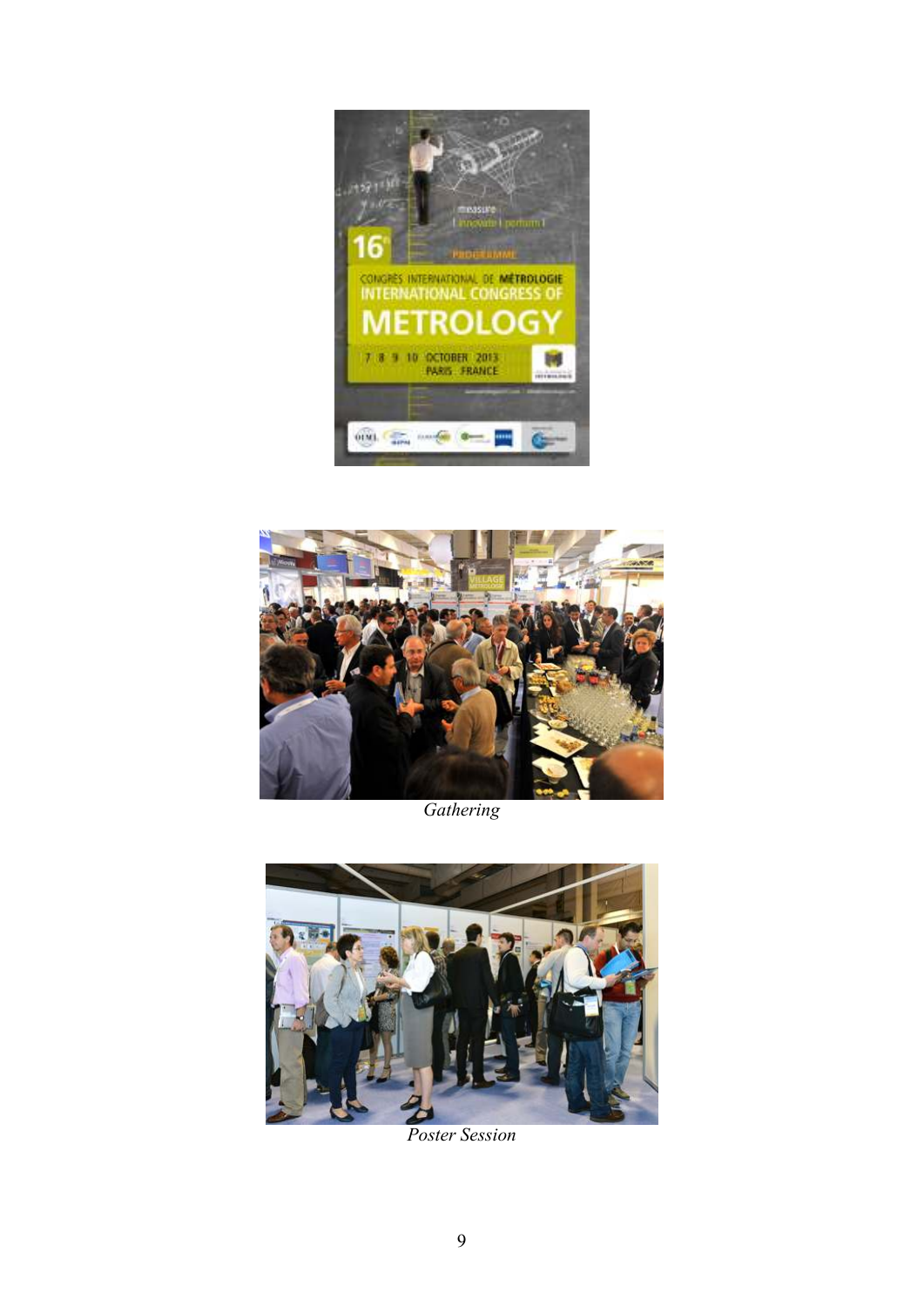*Gathering*

*Poster Session*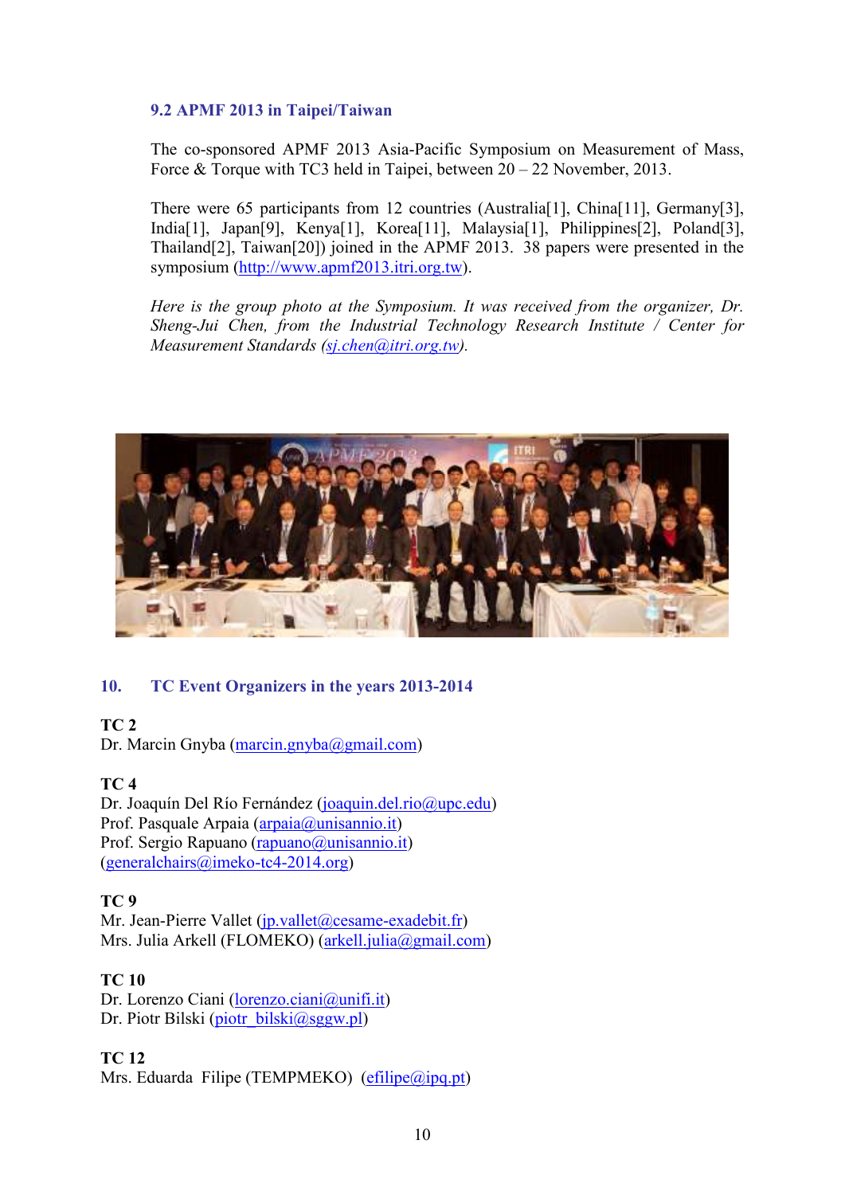### 9.2 APMF 2013 in Taipei/Taiwan

The co-sponsored APMF 2013 Asia-Pacific Symposium on Measurement of Mass, Force & Torque with TC3 held in Taipei, between 20 – 22 November, 2013.

There were 65 participants from 12 countries (Australia[1], China[11], Germany[3], India[1], Japan[9], Kenya[1], Korea[11], Malaysia[1], Philippines[2], Poland[3], Thailand[2], Taiwan[20]) joined in the APMF 2013. 38 papers were presented in the symposium (http://www.apmf2013.itri.org.tw).

*Here is the group photo at the Symposium. It was received from the organizer, Dr. Sheng-Jui Chen, from the Industrial Technology Research Institute / Center for Measurement Standards (sj.chen@itri.org.tw).*

## 10. TC Event Organizers in the years 2013-2014

**TC 2**
Dr. Marcin Gnyba (marcin.gnyba@gmail.com)

**TC 4**
Dr. Joaquín Del Río Fernández (joaquin.del.rio@upc.edu)
Prof. Pasquale Arpaia (arpaia@unisannio.it)
Prof. Sergio Rapuano (rapuano@unisannio.it)
(generalchairs@imeko-tc4-2014.org)

**TC 9**
Mr. Jean-Pierre Vallet (jp.vallet@cesame-exadebit.fr)
Mrs. Julia Arkell (FLOMEKO) (arkell.julia@gmail.com)

**TC 10**
Dr. Lorenzo Ciani (lorenzo.ciani@unifi.it)
Dr. Piotr Bilski (piotr_bilski@sggw.pl)

**TC 12**
Mrs. Eduarda Filipe (TEMPMEKO) (efilipe@ipq.pt)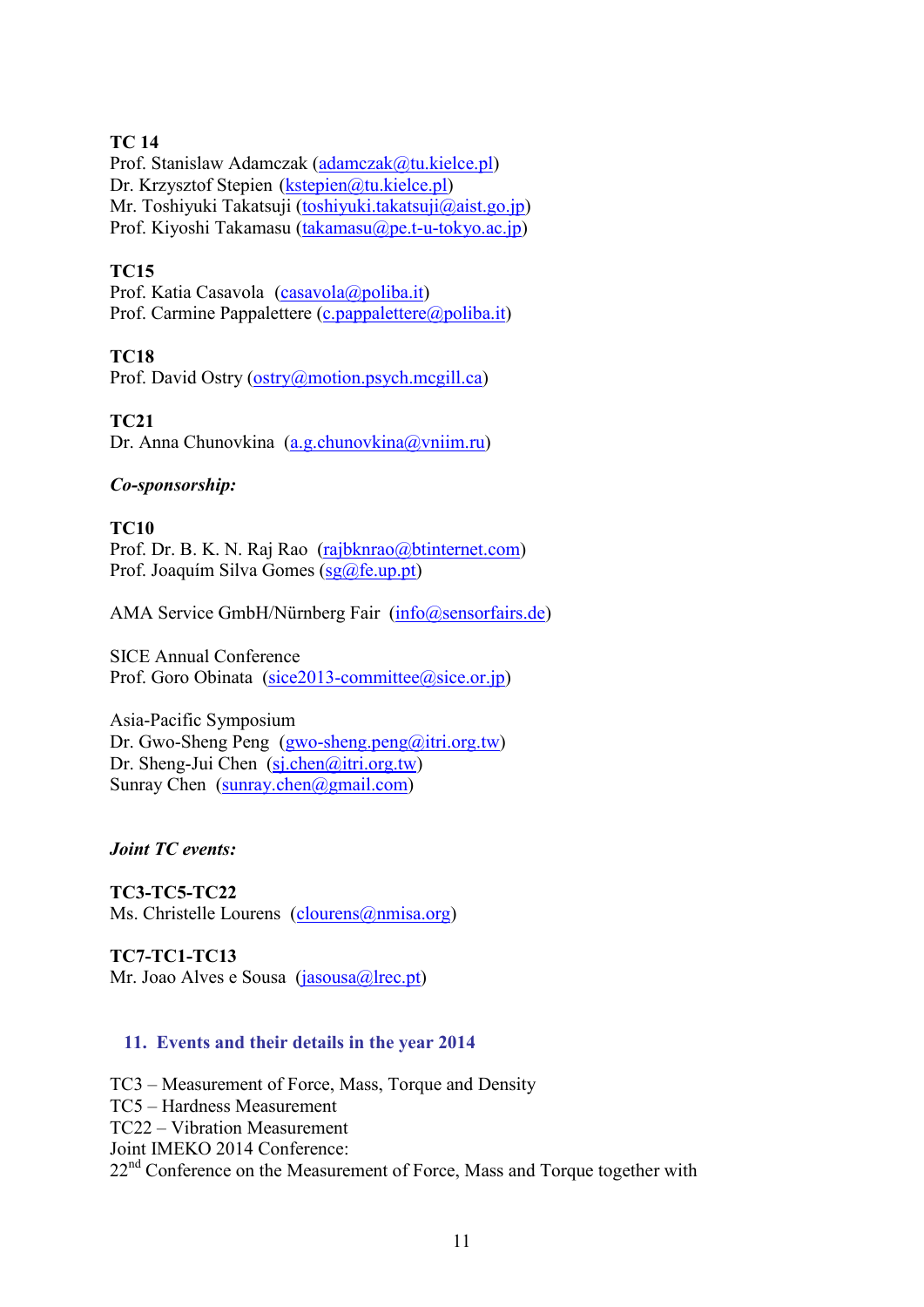**TC 14**
Prof. Stanislaw Adamczak (adamczak@tu.kielce.pl)
Dr. Krzysztof Stepien (kstepien@tu.kielce.pl)
Mr. Toshiyuki Takatsuji (toshiyuki.takatsuji@aist.go.jp)
Prof. Kiyoshi Takamasu (takamasu@pe.t-u-tokyo.ac.jp)

**TC15**
Prof. Katia Casavola (casavola@poliba.it)
Prof. Carmine Pappalettere (c.pappalettere@poliba.it)

**TC18**
Prof. David Ostry (ostry@motion.psych.mcgill.ca)

**TC21**
Dr. Anna Chunovkina (a.g.chunovkina@vniim.ru)

***Co-sponsorship:***

**TC10**
Prof. Dr. B. K. N. Raj Rao (rajbknrao@btinternet.com)
Prof. Joaquím Silva Gomes (sg@fe.up.pt)

AMA Service GmbH/Nürnberg Fair (info@sensorfairs.de)

SICE Annual Conference
Prof. Goro Obinata (sice2013-committee@sice.or.jp)

Asia-Pacific Symposium
Dr. Gwo-Sheng Peng (gwo-sheng.peng@itri.org.tw)
Dr. Sheng-Jui Chen (sj.chen@itri.org.tw)
Sunray Chen (sunray.chen@gmail.com)

***Joint TC events:***

**TC3-TC5-TC22**
Ms. Christelle Lourens (clourens@nmisa.org)

**TC7-TC1-TC13**
Mr. Joao Alves e Sousa (jasousa@lrec.pt)

## 11. Events and their details in the year 2014

TC3 – Measurement of Force, Mass, Torque and Density
TC5 – Hardness Measurement
TC22 – Vibration Measurement
Joint IMEKO 2014 Conference:
22nd Conference on the Measurement of Force, Mass and Torque together with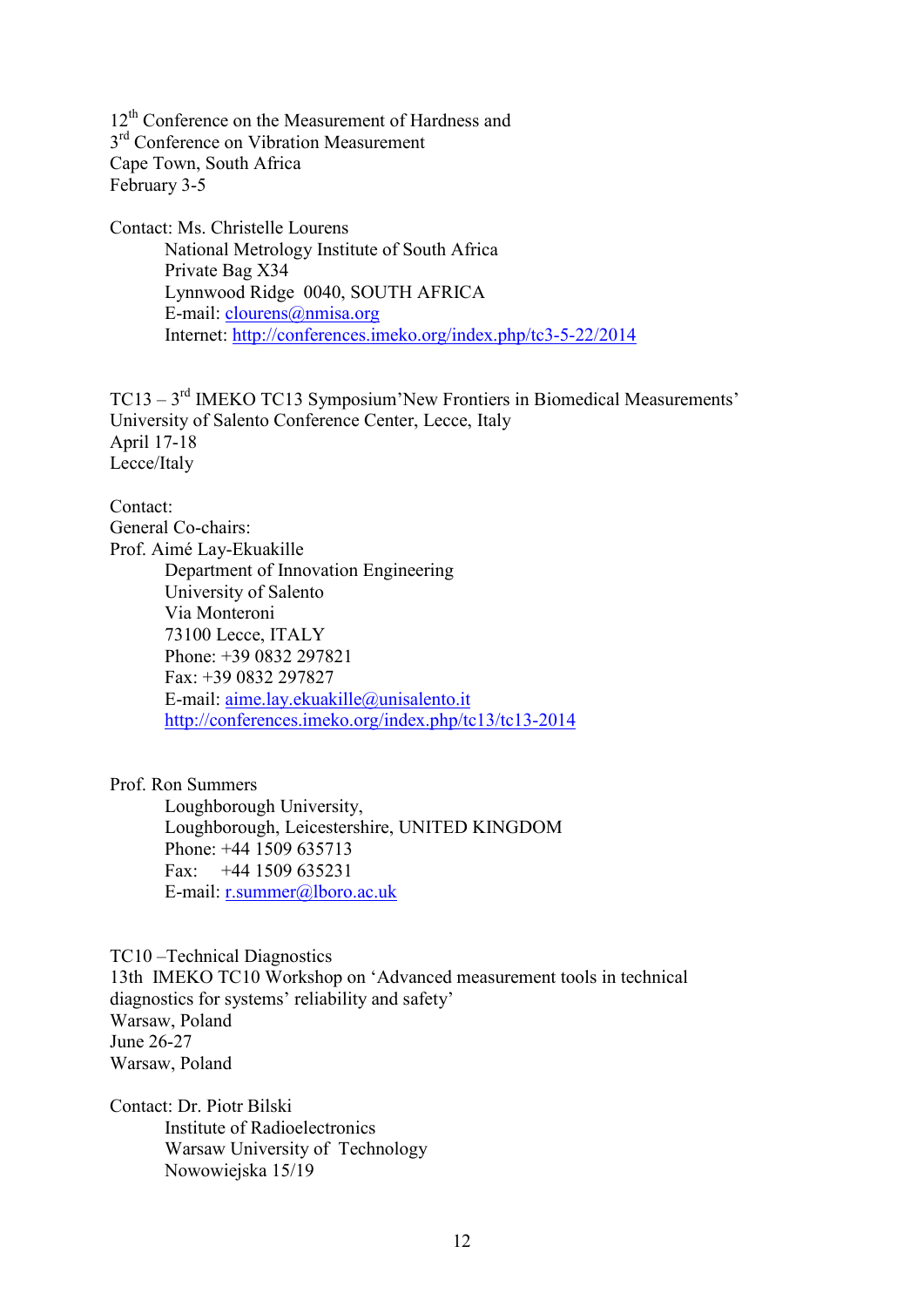12th Conference on the Measurement of Hardness and
3rd Conference on Vibration Measurement
Cape Town, South Africa
February 3-5

Contact: Ms. Christelle Lourens
National Metrology Institute of South Africa
Private Bag X34
Lynnwood Ridge 0040, SOUTH AFRICA
E-mail: clourens@nmisa.org
Internet: http://conferences.imeko.org/index.php/tc3-5-22/2014

TC13 – 3rd IMEKO TC13 Symposium'New Frontiers in Biomedical Measurements'
University of Salento Conference Center, Lecce, Italy
April 17-18
Lecce/Italy

Contact:
General Co-chairs:
Prof. Aimé Lay-Ekuakille
Department of Innovation Engineering
University of Salento
Via Monteroni
73100 Lecce, ITALY
Phone: +39 0832 297821
Fax: +39 0832 297827
E-mail: aime.lay.ekuakille@unisalento.it
http://conferences.imeko.org/index.php/tc13/tc13-2014

Prof. Ron Summers
Loughborough University,
Loughborough, Leicestershire, UNITED KINGDOM
Phone: +44 1509 635713
Fax: +44 1509 635231
E-mail: r.summer@lboro.ac.uk

TC10 –Technical Diagnostics
13th IMEKO TC10 Workshop on 'Advanced measurement tools in technical diagnostics for systems' reliability and safety'
Warsaw, Poland
June 26-27
Warsaw, Poland

Contact: Dr. Piotr Bilski
Institute of Radioelectronics
Warsaw University of Technology
Nowowiejska 15/19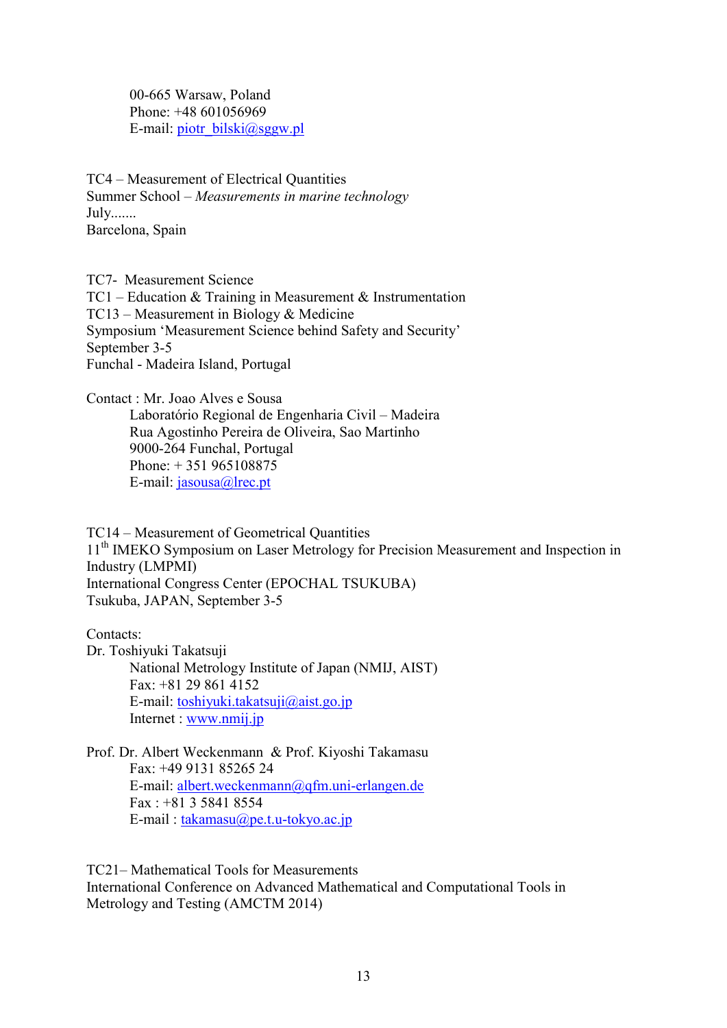00-665 Warsaw, Poland  
Phone: +48 601056969  
E-mail: piotr_bilski@sggw.pl

TC4 – Measurement of Electrical Quantities  
Summer School – *Measurements in marine technology*  
July.......  
Barcelona, Spain

TC7- Measurement Science  
TC1 – Education & Training in Measurement & Instrumentation  
TC13 – Measurement in Biology & Medicine  
Symposium 'Measurement Science behind Safety and Security'  
September 3-5  
Funchal - Madeira Island, Portugal

Contact : Mr. Joao Alves e Sousa  
Laboratório Regional de Engenharia Civil – Madeira  
Rua Agostinho Pereira de Oliveira, Sao Martinho  
9000-264 Funchal, Portugal  
Phone: + 351 965108875  
E-mail: jasousa@lrec.pt

TC14 – Measurement of Geometrical Quantities  
11th IMEKO Symposium on Laser Metrology for Precision Measurement and Inspection in Industry (LMPMI)  
International Congress Center (EPOCHAL TSUKUBA)  
Tsukuba, JAPAN, September 3-5

Contacts:  
Dr. Toshiyuki Takatsuji  
National Metrology Institute of Japan (NMIJ, AIST)  
Fax: +81 29 861 4152  
E-mail: toshiyuki.takatsuji@aist.go.jp  
Internet : www.nmij.jp

Prof. Dr. Albert Weckenmann & Prof. Kiyoshi Takamasu  
Fax: +49 9131 85265 24  
E-mail: albert.weckenmann@qfm.uni-erlangen.de  
Fax : +81 3 5841 8554  
E-mail : takamasu@pe.t.u-tokyo.ac.jp

TC21– Mathematical Tools for Measurements  
International Conference on Advanced Mathematical and Computational Tools in Metrology and Testing (AMCTM 2014)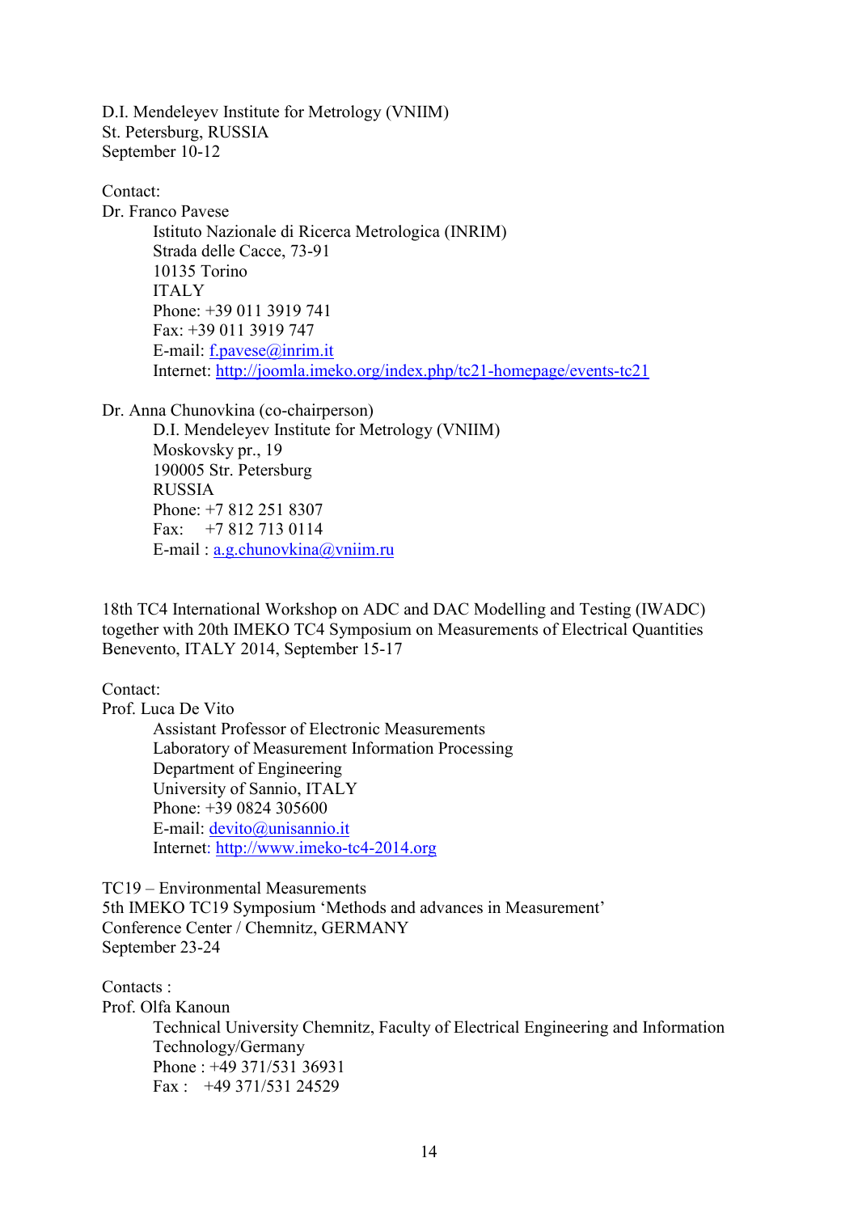D.I. Mendeleyev Institute for Metrology (VNIIM)
St. Petersburg, RUSSIA
September 10-12

Contact:
Dr. Franco Pavese

> Istituto Nazionale di Ricerca Metrologica (INRIM)
> Strada delle Cacce, 73-91
> 10135 Torino
> ITALY
> Phone: +39 011 3919 741
> Fax: +39 011 3919 747
> E-mail: f.pavese@inrim.it
> Internet: http://joomla.imeko.org/index.php/tc21-homepage/events-tc21

Dr. Anna Chunovkina (co-chairperson)

> D.I. Mendeleyev Institute for Metrology (VNIIM)
> Moskovsky pr., 19
> 190005 Str. Petersburg
> RUSSIA
> Phone: +7 812 251 8307
> Fax: +7 812 713 0114
> E-mail : a.g.chunovkina@vniim.ru

18th TC4 International Workshop on ADC and DAC Modelling and Testing (IWADC) together with 20th IMEKO TC4 Symposium on Measurements of Electrical Quantities
Benevento, ITALY 2014, September 15-17

Contact:
Prof. Luca De Vito

> Assistant Professor of Electronic Measurements
> Laboratory of Measurement Information Processing
> Department of Engineering
> University of Sannio, ITALY
> Phone: +39 0824 305600
> E-mail: devito@unisannio.it
> Internet: http://www.imeko-tc4-2014.org

TC19 – Environmental Measurements
5th IMEKO TC19 Symposium 'Methods and advances in Measurement'
Conference Center / Chemnitz, GERMANY
September 23-24

Contacts :
Prof. Olfa Kanoun

> Technical University Chemnitz, Faculty of Electrical Engineering and Information Technology/Germany
> Phone : +49 371/531 36931
> Fax : +49 371/531 24529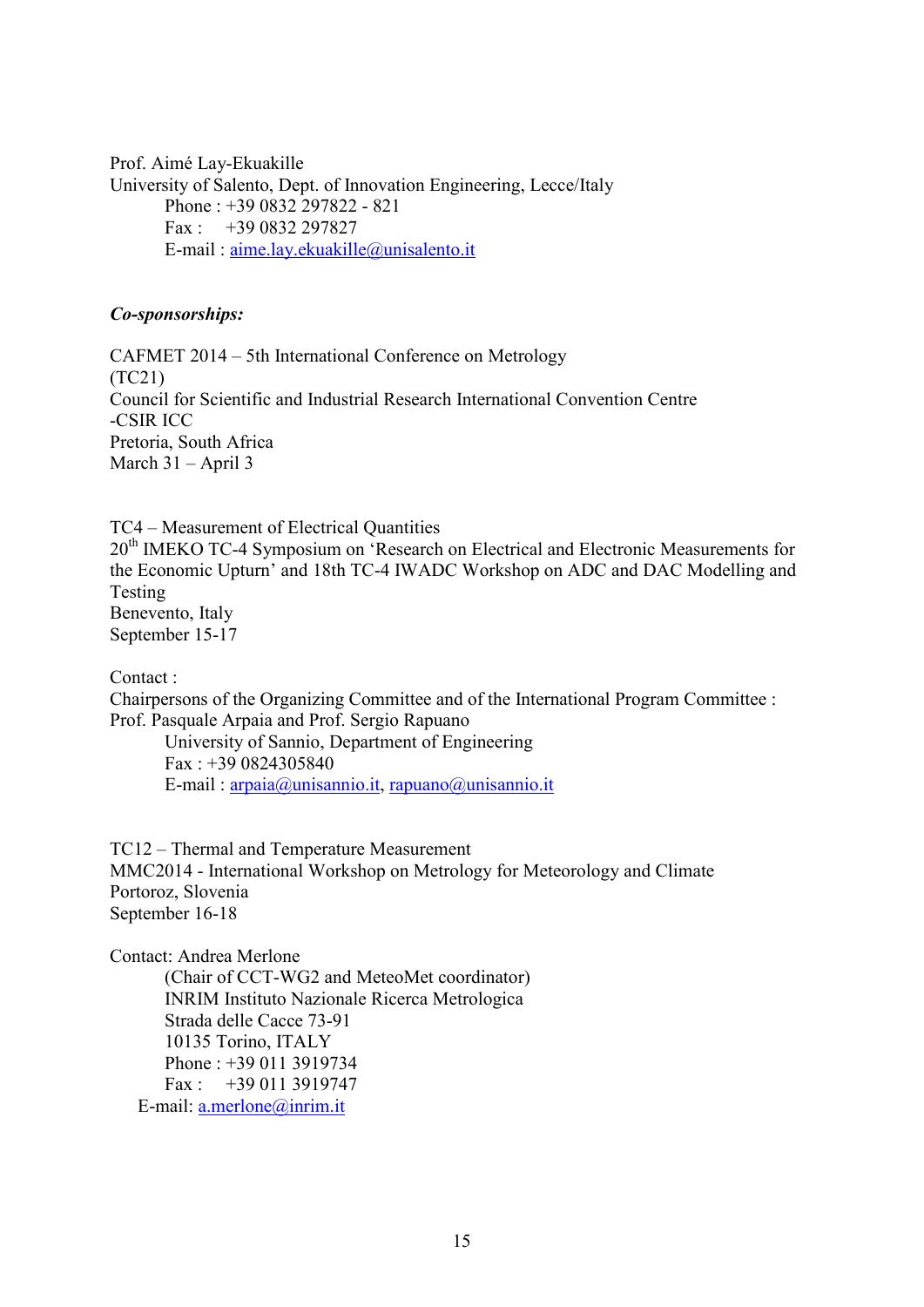Prof. Aimé Lay-Ekuakille
University of Salento, Dept. of Innovation Engineering, Lecce/Italy
Phone : +39 0832 297822 - 821
Fax : +39 0832 297827
E-mail : aime.lay.ekuakille@unisalento.it

***Co-sponsorships:***

CAFMET 2014 – 5th International Conference on Metrology
(TC21)
Council for Scientific and Industrial Research International Convention Centre
-CSIR ICC
Pretoria, South Africa
March 31 – April 3

TC4 – Measurement of Electrical Quantities
20th IMEKO TC-4 Symposium on 'Research on Electrical and Electronic Measurements for the Economic Upturn' and 18th TC-4 IWADC Workshop on ADC and DAC Modelling and Testing
Benevento, Italy
September 15-17

Contact :
Chairpersons of the Organizing Committee and of the International Program Committee :
Prof. Pasquale Arpaia and Prof. Sergio Rapuano
University of Sannio, Department of Engineering
Fax : +39 0824305840
E-mail : arpaia@unisannio.it, rapuano@unisannio.it

TC12 – Thermal and Temperature Measurement
MMC2014 - International Workshop on Metrology for Meteorology and Climate
Portoroz, Slovenia
September 16-18

Contact: Andrea Merlone
(Chair of CCT-WG2 and MeteoMet coordinator)
INRIM Instituto Nazionale Ricerca Metrologica
Strada delle Cacce 73-91
10135 Torino, ITALY
Phone : +39 011 3919734
Fax : +39 011 3919747
E-mail: a.merlone@inrim.it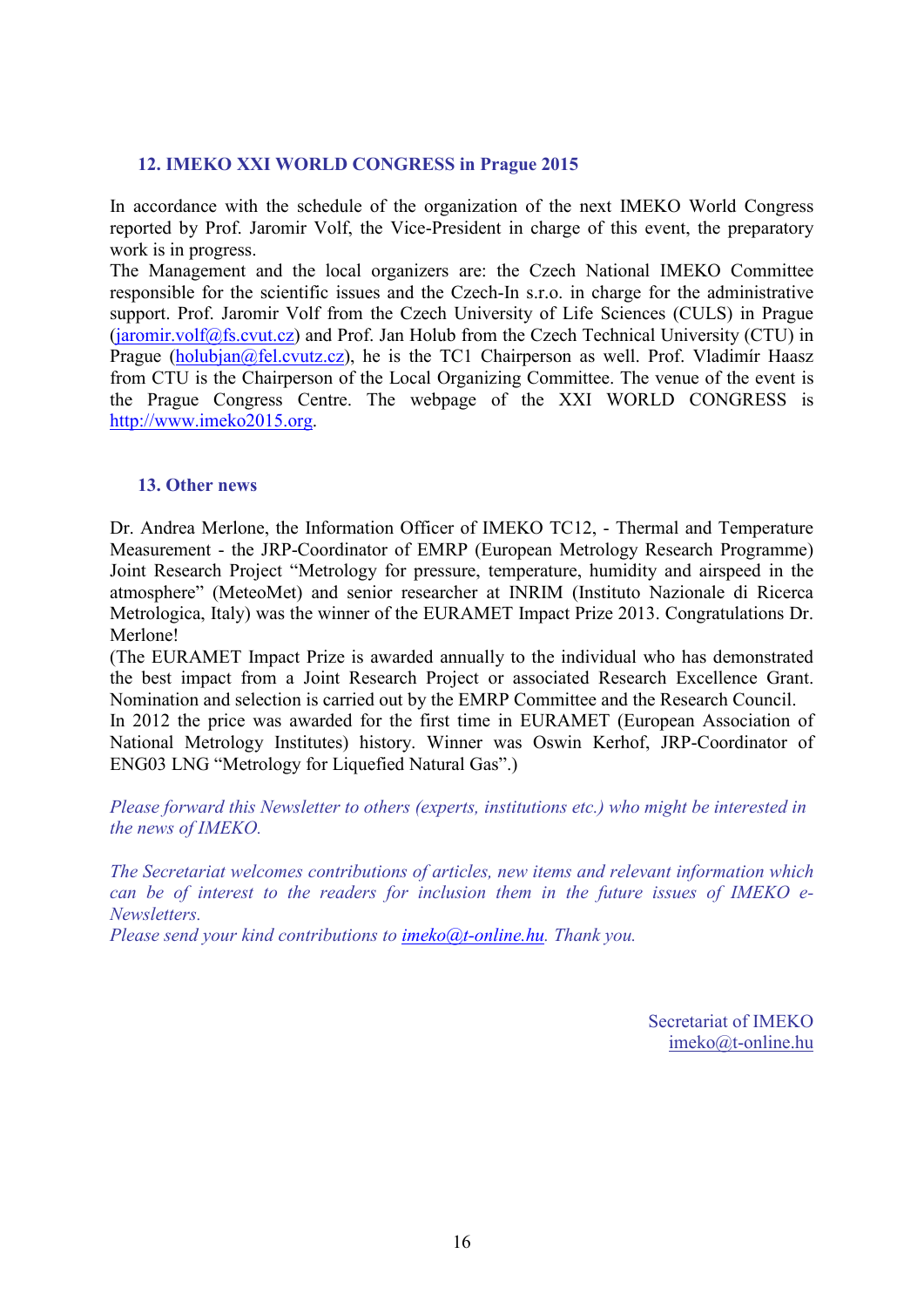## 12. IMEKO XXI WORLD CONGRESS in Prague 2015

In accordance with the schedule of the organization of the next IMEKO World Congress reported by Prof. Jaromir Volf, the Vice-President in charge of this event, the preparatory work is in progress.
The Management and the local organizers are: the Czech National IMEKO Committee responsible for the scientific issues and the Czech-In s.r.o. in charge for the administrative support. Prof. Jaromir Volf from the Czech University of Life Sciences (CULS) in Prague (jaromir.volf@fs.cvut.cz) and Prof. Jan Holub from the Czech Technical University (CTU) in Prague (holubjan@fel.cvutz.cz), he is the TC1 Chairperson as well. Prof. Vladimír Haasz from CTU is the Chairperson of the Local Organizing Committee. The venue of the event is the Prague Congress Centre. The webpage of the XXI WORLD CONGRESS is http://www.imeko2015.org.

## 13. Other news

Dr. Andrea Merlone, the Information Officer of IMEKO TC12, - Thermal and Temperature Measurement - the JRP-Coordinator of EMRP (European Metrology Research Programme) Joint Research Project “Metrology for pressure, temperature, humidity and airspeed in the atmosphere” (MeteoMet) and senior researcher at INRIM (Instituto Nazionale di Ricerca Metrologica, Italy) was the winner of the EURAMET Impact Prize 2013. Congratulations Dr. Merlone!
(The EURAMET Impact Prize is awarded annually to the individual who has demonstrated the best impact from a Joint Research Project or associated Research Excellence Grant. Nomination and selection is carried out by the EMRP Committee and the Research Council.
In 2012 the price was awarded for the first time in EURAMET (European Association of National Metrology Institutes) history. Winner was Oswin Kerhof, JRP-Coordinator of ENG03 LNG “Metrology for Liquefied Natural Gas”.)

*Please forward this Newsletter to others (experts, institutions etc.) who might be interested in the news of IMEKO.*

*The Secretariat welcomes contributions of articles, new items and relevant information which can be of interest to the readers for inclusion them in the future issues of IMEKO e-Newsletters.*
*Please send your kind contributions to imeko@t-online.hu. Thank you.*

Secretariat of IMEKO
imeko@t-online.hu